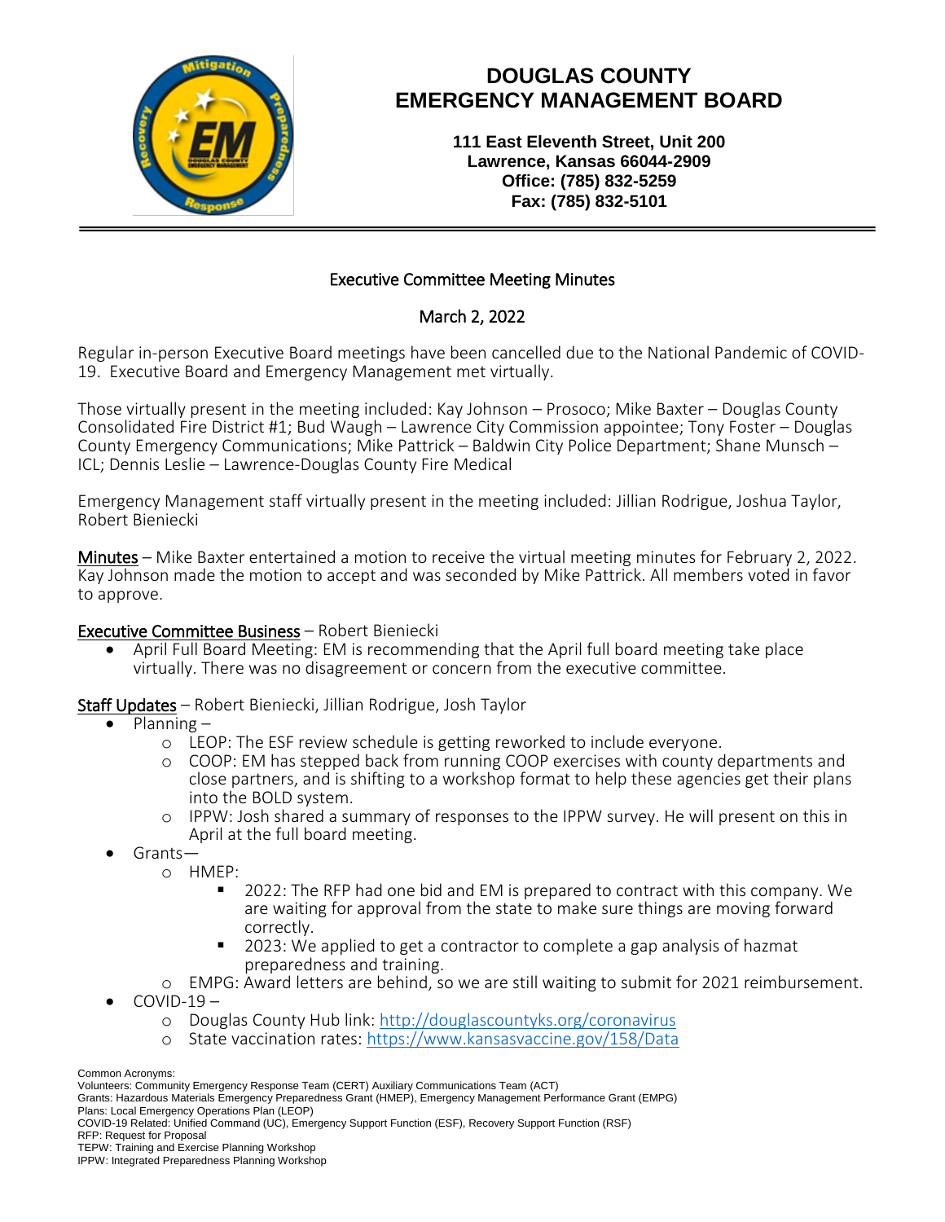# DOUGLAS COUNTY EMERGENCY MANAGEMENT BOARD

**111 East Eleventh Street, Unit 200**
**Lawrence, Kansas 66044-2909**
**Office: (785) 832-5259**
**Fax: (785) 832-5101**

## Executive Committee Meeting Minutes

## March 2, 2022

Regular in-person Executive Board meetings have been cancelled due to the National Pandemic of COVID-19. Executive Board and Emergency Management met virtually.

Those virtually present in the meeting included: Kay Johnson – Prosoco; Mike Baxter – Douglas County Consolidated Fire District #1; Bud Waugh – Lawrence City Commission appointee; Tony Foster – Douglas County Emergency Communications; Mike Pattrick – Baldwin City Police Department; Shane Munsch – ICL; Dennis Leslie – Lawrence-Douglas County Fire Medical

Emergency Management staff virtually present in the meeting included: Jillian Rodrigue, Joshua Taylor, Robert Bieniecki

<u>Minutes</u> – Mike Baxter entertained a motion to receive the virtual meeting minutes for February 2, 2022. Kay Johnson made the motion to accept and was seconded by Mike Pattrick. All members voted in favor to approve.

<u>Executive Committee Business</u> – Robert Bieniecki

- April Full Board Meeting: EM is recommending that the April full board meeting take place virtually. There was no disagreement or concern from the executive committee.

<u>Staff Updates</u> – Robert Bieniecki, Jillian Rodrigue, Josh Taylor

- Planning –
  - LEOP: The ESF review schedule is getting reworked to include everyone.
  - COOP: EM has stepped back from running COOP exercises with county departments and close partners, and is shifting to a workshop format to help these agencies get their plans into the BOLD system.
  - IPPW: Josh shared a summary of responses to the IPPW survey. He will present on this in April at the full board meeting.
- Grants—
  - HMEP:
    - 2022: The RFP had one bid and EM is prepared to contract with this company. We are waiting for approval from the state to make sure things are moving forward correctly.
    - 2023: We applied to get a contractor to complete a gap analysis of hazmat preparedness and training.
  - EMPG: Award letters are behind, so we are still waiting to submit for 2021 reimbursement.
- COVID-19 –
  - Douglas County Hub link: http://douglascountyks.org/coronavirus
  - State vaccination rates: https://www.kansasvaccine.gov/158/Data

Common Acronyms:
Volunteers: Community Emergency Response Team (CERT) Auxiliary Communications Team (ACT)
Grants: Hazardous Materials Emergency Preparedness Grant (HMEP), Emergency Management Performance Grant (EMPG)
Plans: Local Emergency Operations Plan (LEOP)
COVID-19 Related: Unified Command (UC), Emergency Support Function (ESF), Recovery Support Function (RSF)
RFP: Request for Proposal
TEPW: Training and Exercise Planning Workshop
IPPW: Integrated Preparedness Planning Workshop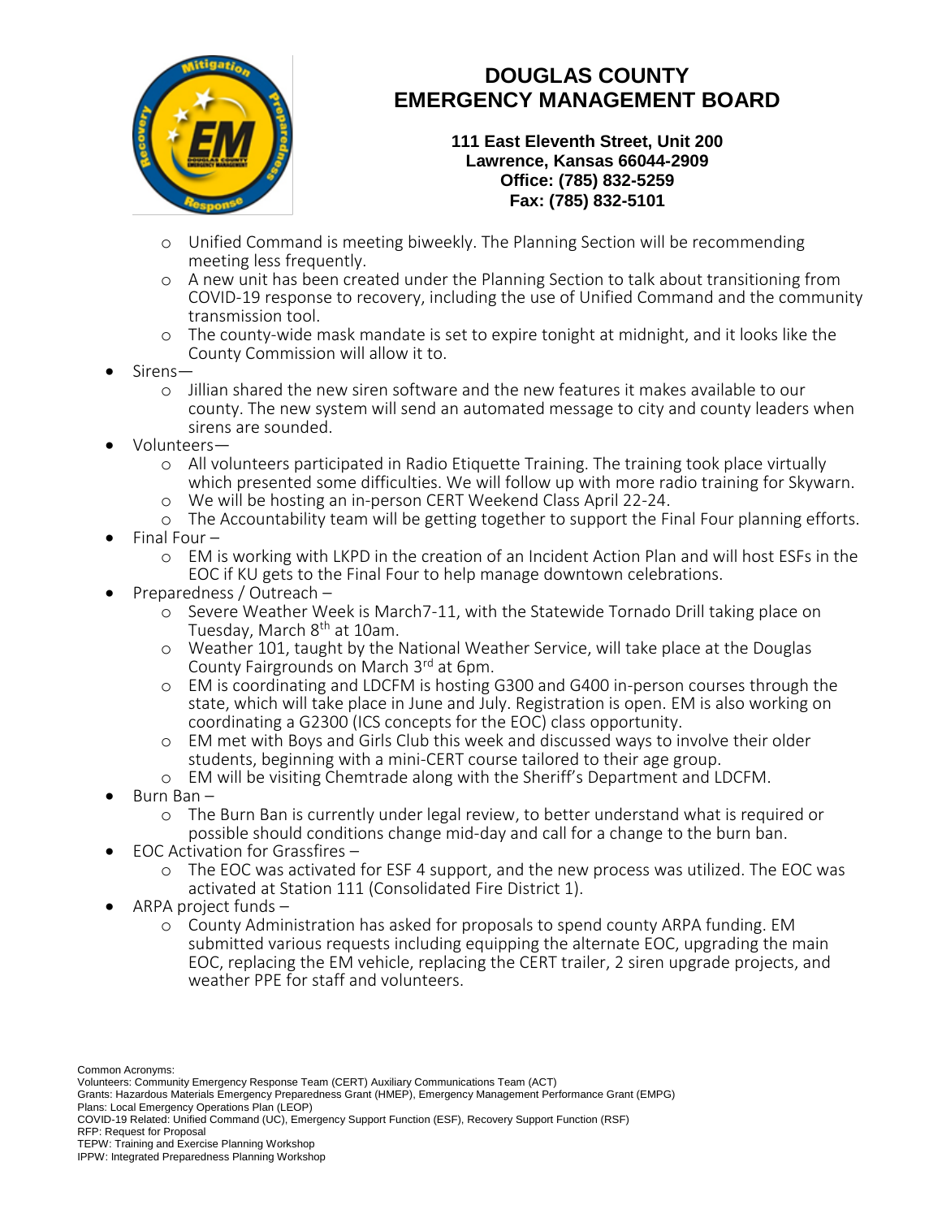# DOUGLAS COUNTY EMERGENCY MANAGEMENT BOARD

**111 East Eleventh Street, Unit 200**
**Lawrence, Kansas 66044-2909**
**Office: (785) 832-5259**
**Fax: (785) 832-5101**

- Unified Command is meeting biweekly. The Planning Section will be recommending meeting less frequently.
- A new unit has been created under the Planning Section to talk about transitioning from COVID-19 response to recovery, including the use of Unified Command and the community transmission tool.
- The county-wide mask mandate is set to expire tonight at midnight, and it looks like the County Commission will allow it to.

- Sirens—
  - Jillian shared the new siren software and the new features it makes available to our county. The new system will send an automated message to city and county leaders when sirens are sounded.
- Volunteers—
  - All volunteers participated in Radio Etiquette Training. The training took place virtually which presented some difficulties. We will follow up with more radio training for Skywarn.
  - We will be hosting an in-person CERT Weekend Class April 22-24.
  - The Accountability team will be getting together to support the Final Four planning efforts.
- Final Four –
  - EM is working with LKPD in the creation of an Incident Action Plan and will host ESFs in the EOC if KU gets to the Final Four to help manage downtown celebrations.
- Preparedness / Outreach –
  - Severe Weather Week is March7-11, with the Statewide Tornado Drill taking place on Tuesday, March 8th at 10am.
  - Weather 101, taught by the National Weather Service, will take place at the Douglas County Fairgrounds on March 3rd at 6pm.
  - EM is coordinating and LDCFM is hosting G300 and G400 in-person courses through the state, which will take place in June and July. Registration is open. EM is also working on coordinating a G2300 (ICS concepts for the EOC) class opportunity.
  - EM met with Boys and Girls Club this week and discussed ways to involve their older students, beginning with a mini-CERT course tailored to their age group.
  - EM will be visiting Chemtrade along with the Sheriff's Department and LDCFM.
- Burn Ban –
  - The Burn Ban is currently under legal review, to better understand what is required or possible should conditions change mid-day and call for a change to the burn ban.
- EOC Activation for Grassfires –
  - The EOC was activated for ESF 4 support, and the new process was utilized. The EOC was activated at Station 111 (Consolidated Fire District 1).
- ARPA project funds –
  - County Administration has asked for proposals to spend county ARPA funding. EM submitted various requests including equipping the alternate EOC, upgrading the main EOC, replacing the EM vehicle, replacing the CERT trailer, 2 siren upgrade projects, and weather PPE for staff and volunteers.

Common Acronyms:
Volunteers: Community Emergency Response Team (CERT) Auxiliary Communications Team (ACT)
Grants: Hazardous Materials Emergency Preparedness Grant (HMEP), Emergency Management Performance Grant (EMPG)
Plans: Local Emergency Operations Plan (LEOP)
COVID-19 Related: Unified Command (UC), Emergency Support Function (ESF), Recovery Support Function (RSF)
RFP: Request for Proposal
TEPW: Training and Exercise Planning Workshop
IPPW: Integrated Preparedness Planning Workshop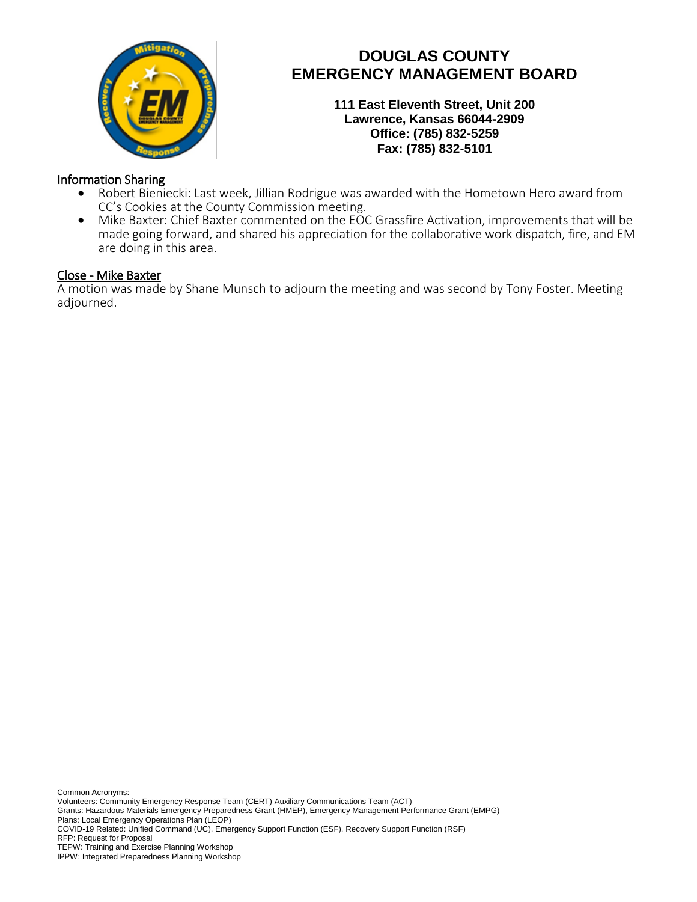# DOUGLAS COUNTY EMERGENCY MANAGEMENT BOARD

**111 East Eleventh Street, Unit 200**
**Lawrence, Kansas 66044-2909**
**Office: (785) 832-5259**
**Fax: (785) 832-5101**

## Information Sharing

- Robert Bieniecki: Last week, Jillian Rodrigue was awarded with the Hometown Hero award from CC's Cookies at the County Commission meeting.
- Mike Baxter: Chief Baxter commented on the EOC Grassfire Activation, improvements that will be made going forward, and shared his appreciation for the collaborative work dispatch, fire, and EM are doing in this area.

## Close - Mike Baxter

A motion was made by Shane Munsch to adjourn the meeting and was second by Tony Foster. Meeting adjourned.

Common Acronyms:
Volunteers: Community Emergency Response Team (CERT) Auxiliary Communications Team (ACT)
Grants: Hazardous Materials Emergency Preparedness Grant (HMEP), Emergency Management Performance Grant (EMPG)
Plans: Local Emergency Operations Plan (LEOP)
COVID-19 Related: Unified Command (UC), Emergency Support Function (ESF), Recovery Support Function (RSF)
RFP: Request for Proposal
TEPW: Training and Exercise Planning Workshop
IPPW: Integrated Preparedness Planning Workshop